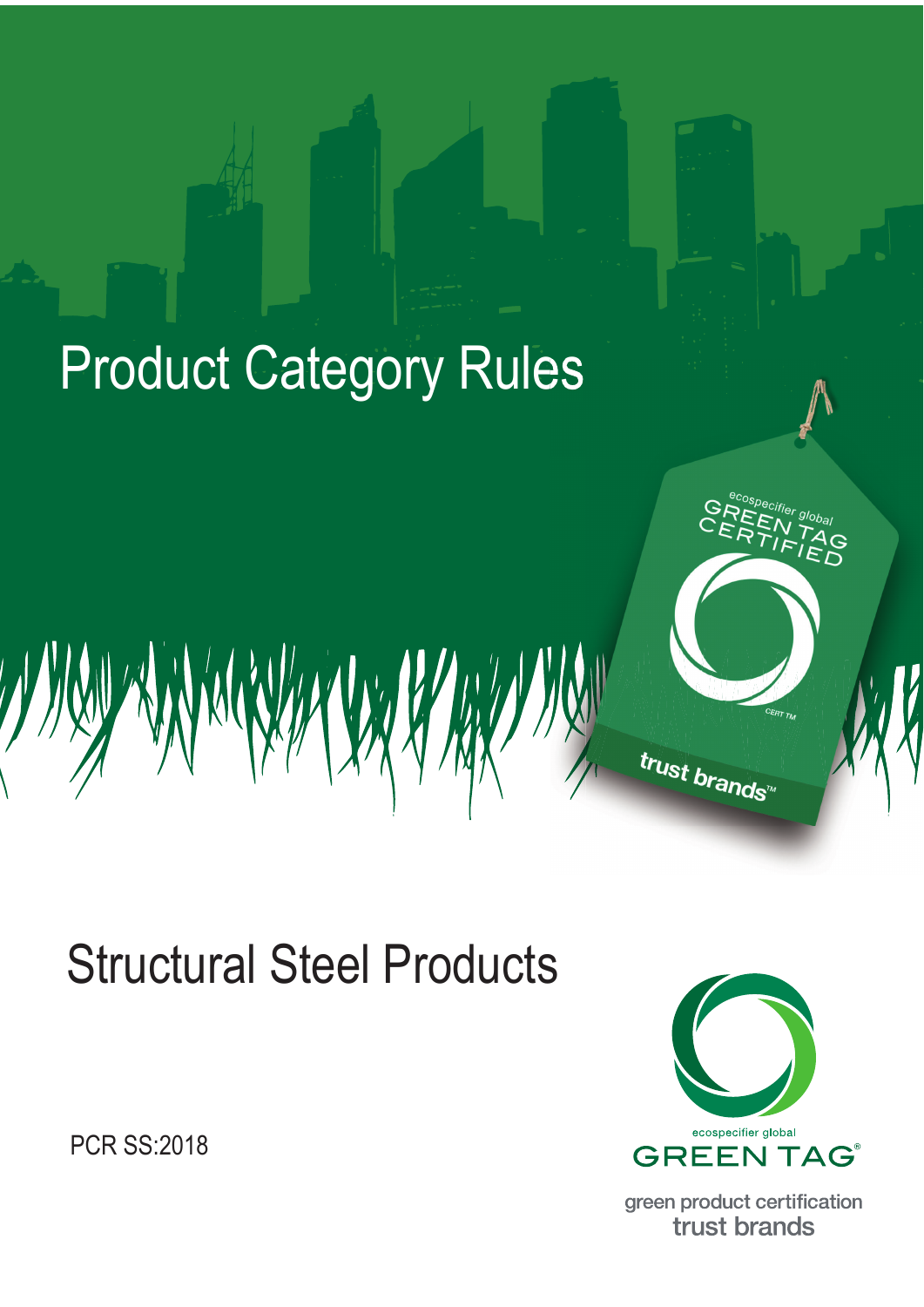# Product Category Rules

ecospecifier global GREEN TAG CERTIFIED

CERT TM

trust brands™

## Structural Steel Products

PCR SS:2018

ecospecifier global

GREEN TAG®

green product certification

trust brands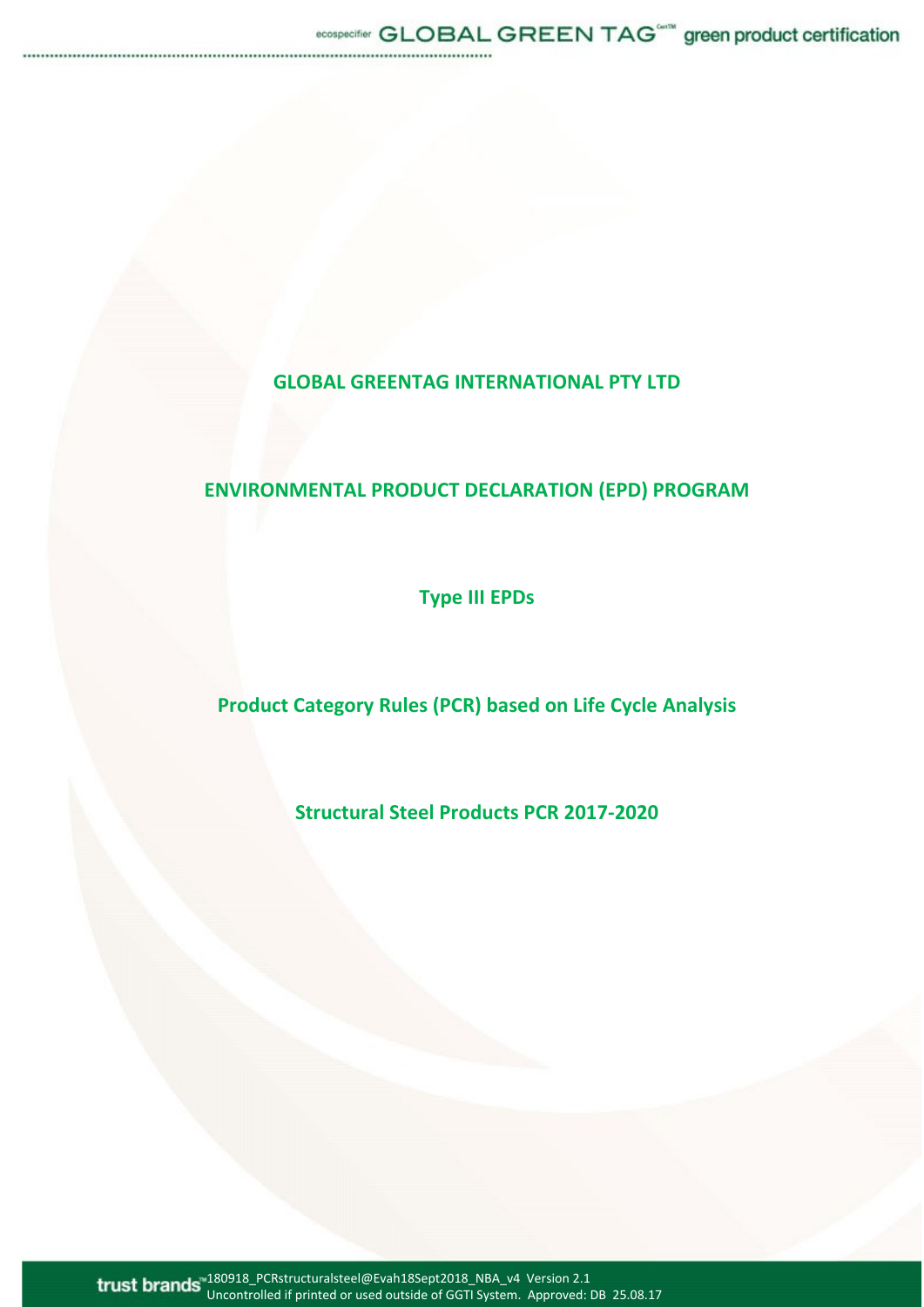**GLOBAL GREENTAG INTERNATIONAL PTY LTD**

**ENVIRONMENTAL PRODUCT DECLARATION (EPD) PROGRAM**

**Type III EPDs**

**Product Category Rules (PCR) based on Life Cycle Analysis**

**Structural Steel Products PCR 2017-2020**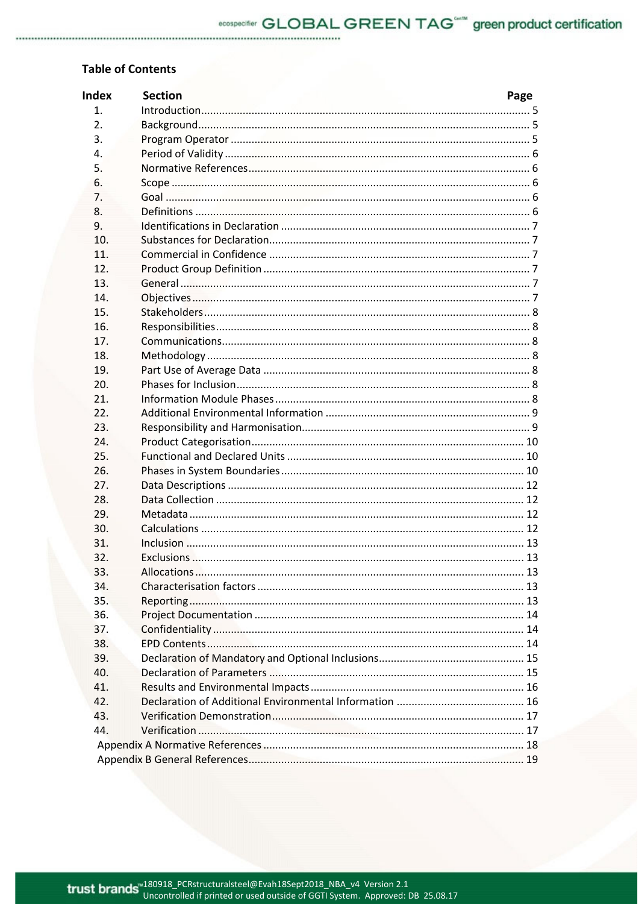## Table of Contents

| Index | Section | Page |
|---|---|---|
| 1. | Introduction | 5 |
| 2. | Background | 5 |
| 3. | Program Operator | 5 |
| 4. | Period of Validity | 6 |
| 5. | Normative References | 6 |
| 6. | Scope | 6 |
| 7. | Goal | 6 |
| 8. | Definitions | 6 |
| 9. | Identifications in Declaration | 7 |
| 10. | Substances for Declaration | 7 |
| 11. | Commercial in Confidence | 7 |
| 12. | Product Group Definition | 7 |
| 13. | General | 7 |
| 14. | Objectives | 7 |
| 15. | Stakeholders | 8 |
| 16. | Responsibilities | 8 |
| 17. | Communications | 8 |
| 18. | Methodology | 8 |
| 19. | Part Use of Average Data | 8 |
| 20. | Phases for Inclusion | 8 |
| 21. | Information Module Phases | 8 |
| 22. | Additional Environmental Information | 9 |
| 23. | Responsibility and Harmonisation | 9 |
| 24. | Product Categorisation | 10 |
| 25. | Functional and Declared Units | 10 |
| 26. | Phases in System Boundaries | 10 |
| 27. | Data Descriptions | 12 |
| 28. | Data Collection | 12 |
| 29. | Metadata | 12 |
| 30. | Calculations | 12 |
| 31. | Inclusion | 13 |
| 32. | Exclusions | 13 |
| 33. | Allocations | 13 |
| 34. | Characterisation factors | 13 |
| 35. | Reporting | 13 |
| 36. | Project Documentation | 14 |
| 37. | Confidentiality | 14 |
| 38. | EPD Contents | 14 |
| 39. | Declaration of Mandatory and Optional Inclusions | 15 |
| 40. | Declaration of Parameters | 15 |
| 41. | Results and Environmental Impacts | 16 |
| 42. | Declaration of Additional Environmental Information | 16 |
| 43. | Verification Demonstration | 17 |
| 44. | Verification | 17 |
| | Appendix A Normative References | 18 |
| | Appendix B General References | 19 |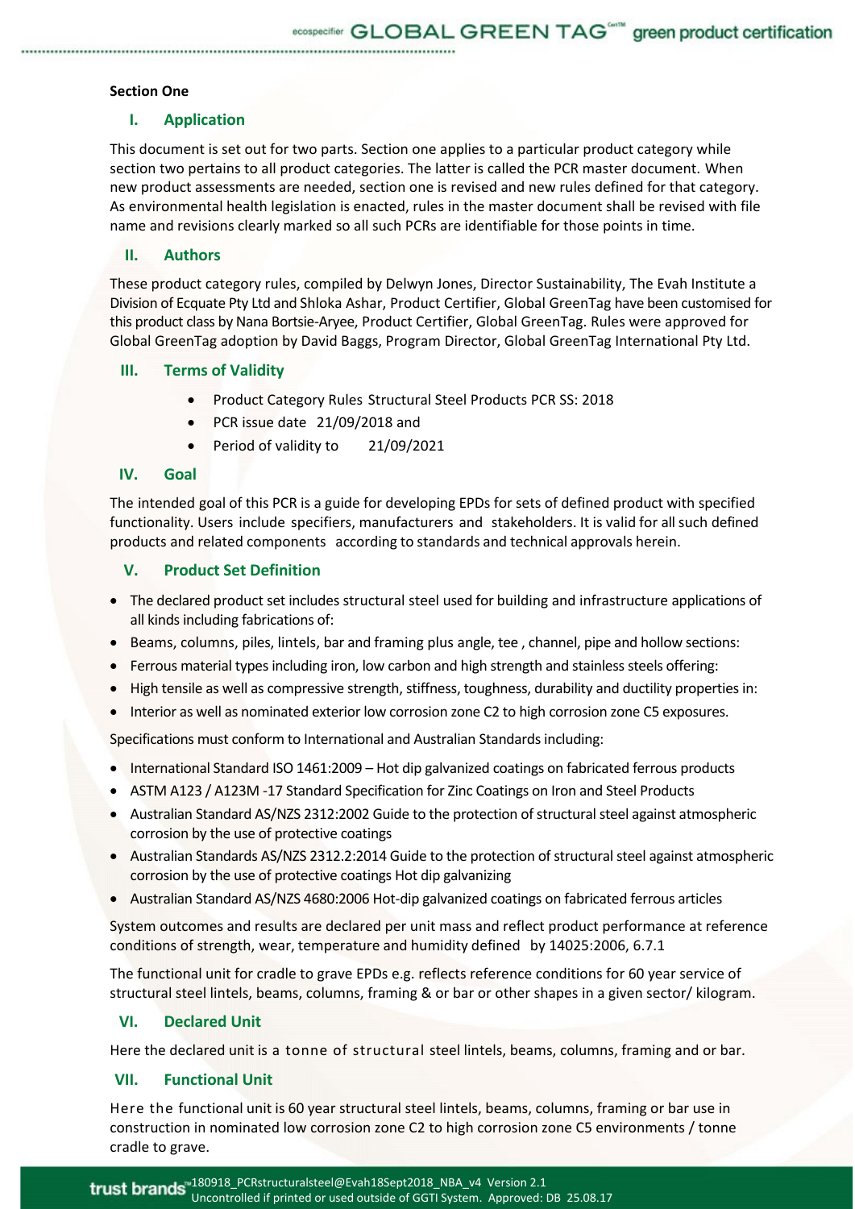**Section One**

## I. Application

This document is set out for two parts. Section one applies to a particular product category while section two pertains to all product categories. The latter is called the PCR master document. When new product assessments are needed, section one is revised and new rules defined for that category. As environmental health legislation is enacted, rules in the master document shall be revised with file name and revisions clearly marked so all such PCRs are identifiable for those points in time.

## II. Authors

These product category rules, compiled by Delwyn Jones, Director Sustainability, The Evah Institute a Division of Ecquate Pty Ltd and Shloka Ashar, Product Certifier, Global GreenTag have been customised for this product class by Nana Bortsie-Aryee, Product Certifier, Global GreenTag. Rules were approved for Global GreenTag adoption by David Baggs, Program Director, Global GreenTag International Pty Ltd.

## III. Terms of Validity

- Product Category Rules Structural Steel Products PCR SS: 2018
- PCR issue date 21/09/2018 and
- Period of validity to 21/09/2021

## IV. Goal

The intended goal of this PCR is a guide for developing EPDs for sets of defined product with specified functionality. Users include specifiers, manufacturers and stakeholders. It is valid for all such defined products and related components according to standards and technical approvals herein.

## V. Product Set Definition

- The declared product set includes structural steel used for building and infrastructure applications of all kinds including fabrications of:
- Beams, columns, piles, lintels, bar and framing plus angle, tee , channel, pipe and hollow sections:
- Ferrous material types including iron, low carbon and high strength and stainless steels offering:
- High tensile as well as compressive strength, stiffness, toughness, durability and ductility properties in:
- Interior as well as nominated exterior low corrosion zone C2 to high corrosion zone C5 exposures.

Specifications must conform to International and Australian Standards including:

- International Standard ISO 1461:2009 – Hot dip galvanized coatings on fabricated ferrous products
- ASTM A123 / A123M -17 Standard Specification for Zinc Coatings on Iron and Steel Products
- Australian Standard AS/NZS 2312:2002 Guide to the protection of structural steel against atmospheric corrosion by the use of protective coatings
- Australian Standards AS/NZS 2312.2:2014 Guide to the protection of structural steel against atmospheric corrosion by the use of protective coatings Hot dip galvanizing
- Australian Standard AS/NZS 4680:2006 Hot-dip galvanized coatings on fabricated ferrous articles

System outcomes and results are declared per unit mass and reflect product performance at reference conditions of strength, wear, temperature and humidity defined by 14025:2006, 6.7.1

The functional unit for cradle to grave EPDs e.g. reflects reference conditions for 60 year service of structural steel lintels, beams, columns, framing & or bar or other shapes in a given sector/ kilogram.

## VI. Declared Unit

Here the declared unit is a tonne of structural steel lintels, beams, columns, framing and or bar.

## VII. Functional Unit

Here the functional unit is 60 year structural steel lintels, beams, columns, framing or bar use in construction in nominated low corrosion zone C2 to high corrosion zone C5 environments / tonne cradle to grave.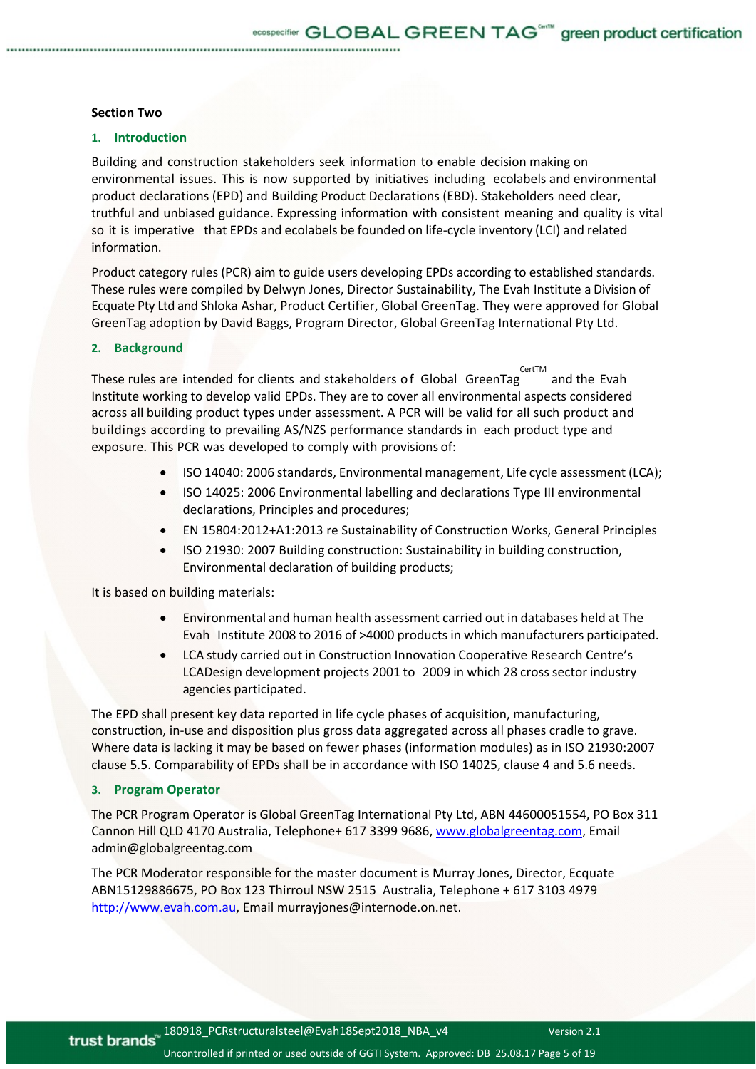**Section Two**

## 1. Introduction

Building and construction stakeholders seek information to enable decision making on environmental issues. This is now supported by initiatives including ecolabels and environmental product declarations (EPD) and Building Product Declarations (EBD). Stakeholders need clear, truthful and unbiased guidance. Expressing information with consistent meaning and quality is vital so it is imperative that EPDs and ecolabels be founded on life-cycle inventory (LCI) and related information.

Product category rules (PCR) aim to guide users developing EPDs according to established standards. These rules were compiled by Delwyn Jones, Director Sustainability, The Evah Institute a Division of Ecquate Pty Ltd and Shloka Ashar, Product Certifier, Global GreenTag. They were approved for Global GreenTag adoption by David Baggs, Program Director, Global GreenTag International Pty Ltd.

## 2. Background

These rules are intended for clients and stakeholders of Global GreenTag CertTM and the Evah Institute working to develop valid EPDs. They are to cover all environmental aspects considered across all building product types under assessment. A PCR will be valid for all such product and buildings according to prevailing AS/NZS performance standards in each product type and exposure. This PCR was developed to comply with provisions of:

- ISO 14040: 2006 standards, Environmental management, Life cycle assessment (LCA);
- ISO 14025: 2006 Environmental labelling and declarations Type III environmental declarations, Principles and procedures;
- EN 15804:2012+A1:2013 re Sustainability of Construction Works, General Principles
- ISO 21930: 2007 Building construction: Sustainability in building construction, Environmental declaration of building products;

It is based on building materials:

- Environmental and human health assessment carried out in databases held at The Evah Institute 2008 to 2016 of >4000 products in which manufacturers participated.
- LCA study carried out in Construction Innovation Cooperative Research Centre's LCADesign development projects 2001 to 2009 in which 28 cross sector industry agencies participated.

The EPD shall present key data reported in life cycle phases of acquisition, manufacturing, construction, in-use and disposition plus gross data aggregated across all phases cradle to grave. Where data is lacking it may be based on fewer phases (information modules) as in ISO 21930:2007 clause 5.5. Comparability of EPDs shall be in accordance with ISO 14025, clause 4 and 5.6 needs.

## 3. Program Operator

The PCR Program Operator is Global GreenTag International Pty Ltd, ABN 44600051554, PO Box 311 Cannon Hill QLD 4170 Australia, Telephone+ 617 3399 9686, www.globalgreentag.com, Email admin@globalgreentag.com

The PCR Moderator responsible for the master document is Murray Jones, Director, Ecquate ABN15129886675, PO Box 123 Thirroul NSW 2515 Australia, Telephone + 617 3103 4979 http://www.evah.com.au, Email murrayjones@internode.on.net.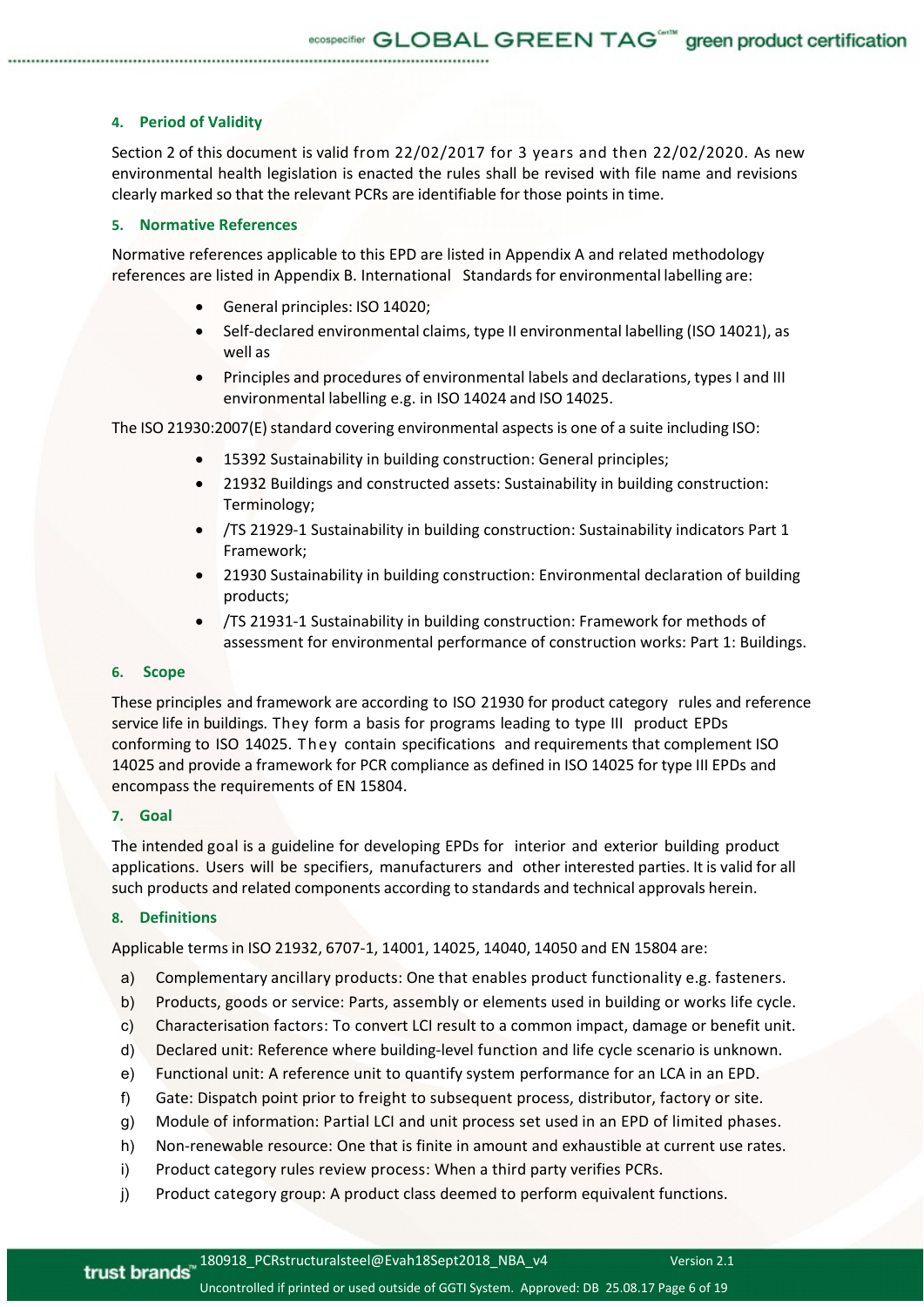## 4. Period of Validity

Section 2 of this document is valid from 22/02/2017 for 3 years and then 22/02/2020. As new environmental health legislation is enacted the rules shall be revised with file name and revisions clearly marked so that the relevant PCRs are identifiable for those points in time.

## 5. Normative References

Normative references applicable to this EPD are listed in Appendix A and related methodology references are listed in Appendix B. International Standards for environmental labelling are:

- General principles: ISO 14020;
- Self-declared environmental claims, type II environmental labelling (ISO 14021), as well as
- Principles and procedures of environmental labels and declarations, types I and III environmental labelling e.g. in ISO 14024 and ISO 14025.

The ISO 21930:2007(E) standard covering environmental aspects is one of a suite including ISO:

- 15392 Sustainability in building construction: General principles;
- 21932 Buildings and constructed assets: Sustainability in building construction: Terminology;
- /TS 21929-1 Sustainability in building construction: Sustainability indicators Part 1 Framework;
- 21930 Sustainability in building construction: Environmental declaration of building products;
- /TS 21931-1 Sustainability in building construction: Framework for methods of assessment for environmental performance of construction works: Part 1: Buildings.

## 6. Scope

These principles and framework are according to ISO 21930 for product category rules and reference service life in buildings. They form a basis for programs leading to type III product EPDs conforming to ISO 14025. They contain specifications and requirements that complement ISO 14025 and provide a framework for PCR compliance as defined in ISO 14025 for type III EPDs and encompass the requirements of EN 15804.

## 7. Goal

The intended goal is a guideline for developing EPDs for interior and exterior building product applications. Users will be specifiers, manufacturers and other interested parties. It is valid for all such products and related components according to standards and technical approvals herein.

## 8. Definitions

Applicable terms in ISO 21932, 6707-1, 14001, 14025, 14040, 14050 and EN 15804 are:

a) Complementary ancillary products: One that enables product functionality e.g. fasteners.
b) Products, goods or service: Parts, assembly or elements used in building or works life cycle.
c) Characterisation factors: To convert LCI result to a common impact, damage or benefit unit.
d) Declared unit: Reference where building-level function and life cycle scenario is unknown.
e) Functional unit: A reference unit to quantify system performance for an LCA in an EPD.
f) Gate: Dispatch point prior to freight to subsequent process, distributor, factory or site.
g) Module of information: Partial LCI and unit process set used in an EPD of limited phases.
h) Non-renewable resource: One that is finite in amount and exhaustible at current use rates.
i) Product category rules review process: When a third party verifies PCRs.
j) Product category group: A product class deemed to perform equivalent functions.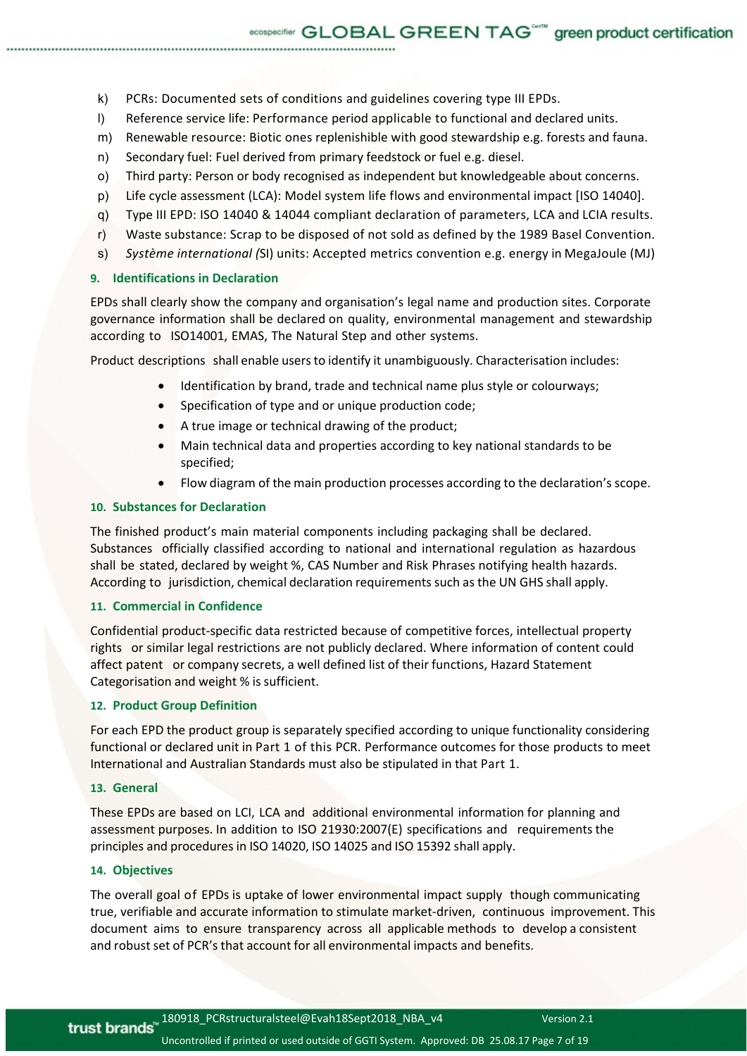k) PCRs: Documented sets of conditions and guidelines covering type III EPDs.
l) Reference service life: Performance period applicable to functional and declared units.
m) Renewable resource: Biotic ones replenishible with good stewardship e.g. forests and fauna.
n) Secondary fuel: Fuel derived from primary feedstock or fuel e.g. diesel.
o) Third party: Person or body recognised as independent but knowledgeable about concerns.
p) Life cycle assessment (LCA): Model system life flows and environmental impact [ISO 14040].
q) Type III EPD: ISO 14040 & 14044 compliant declaration of parameters, LCA and LCIA results.
r) Waste substance: Scrap to be disposed of not sold as defined by the 1989 Basel Convention.
s) *Système international (*SI) units: Accepted metrics convention e.g. energy in MegaJoule (MJ)

## 9. Identifications in Declaration

EPDs shall clearly show the company and organisation's legal name and production sites. Corporate governance information shall be declared on quality, environmental management and stewardship according to ISO14001, EMAS, The Natural Step and other systems.

Product descriptions shall enable users to identify it unambiguously. Characterisation includes:

- Identification by brand, trade and technical name plus style or colourways;
- Specification of type and or unique production code;
- A true image or technical drawing of the product;
- Main technical data and properties according to key national standards to be specified;
- Flow diagram of the main production processes according to the declaration's scope.

## 10. Substances for Declaration

The finished product's main material components including packaging shall be declared. Substances officially classified according to national and international regulation as hazardous shall be stated, declared by weight %, CAS Number and Risk Phrases notifying health hazards. According to jurisdiction, chemical declaration requirements such as the UN GHS shall apply.

## 11. Commercial in Confidence

Confidential product-specific data restricted because of competitive forces, intellectual property rights or similar legal restrictions are not publicly declared. Where information of content could affect patent or company secrets, a well defined list of their functions, Hazard Statement Categorisation and weight % is sufficient.

## 12. Product Group Definition

For each EPD the product group is separately specified according to unique functionality considering functional or declared unit in Part 1 of this PCR. Performance outcomes for those products to meet International and Australian Standards must also be stipulated in that Part 1.

## 13. General

These EPDs are based on LCI, LCA and additional environmental information for planning and assessment purposes. In addition to ISO 21930:2007(E) specifications and requirements the principles and procedures in ISO 14020, ISO 14025 and ISO 15392 shall apply.

## 14. Objectives

The overall goal of EPDs is uptake of lower environmental impact supply though communicating true, verifiable and accurate information to stimulate market-driven, continuous improvement. This document aims to ensure transparency across all applicable methods to develop a consistent and robust set of PCR's that account for all environmental impacts and benefits.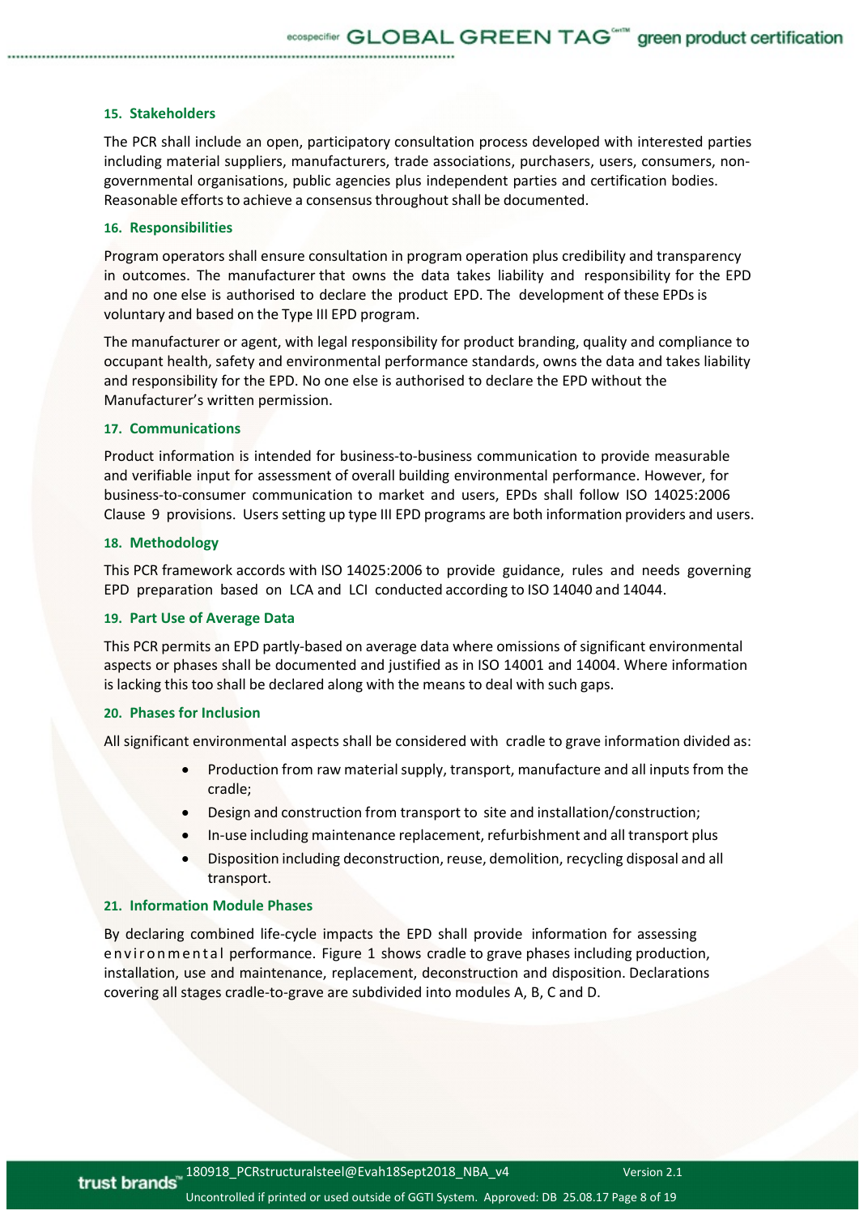## 15. Stakeholders

The PCR shall include an open, participatory consultation process developed with interested parties including material suppliers, manufacturers, trade associations, purchasers, users, consumers, non-governmental organisations, public agencies plus independent parties and certification bodies. Reasonable efforts to achieve a consensus throughout shall be documented.

## 16. Responsibilities

Program operators shall ensure consultation in program operation plus credibility and transparency in outcomes. The manufacturer that owns the data takes liability and responsibility for the EPD and no one else is authorised to declare the product EPD. The development of these EPDs is voluntary and based on the Type III EPD program.

The manufacturer or agent, with legal responsibility for product branding, quality and compliance to occupant health, safety and environmental performance standards, owns the data and takes liability and responsibility for the EPD. No one else is authorised to declare the EPD without the Manufacturer's written permission.

## 17. Communications

Product information is intended for business-to-business communication to provide measurable and verifiable input for assessment of overall building environmental performance. However, for business-to-consumer communication to market and users, EPDs shall follow ISO 14025:2006 Clause 9 provisions. Users setting up type III EPD programs are both information providers and users.

## 18. Methodology

This PCR framework accords with ISO 14025:2006 to provide guidance, rules and needs governing EPD preparation based on LCA and LCI conducted according to ISO 14040 and 14044.

## 19. Part Use of Average Data

This PCR permits an EPD partly-based on average data where omissions of significant environmental aspects or phases shall be documented and justified as in ISO 14001 and 14004. Where information is lacking this too shall be declared along with the means to deal with such gaps.

## 20. Phases for Inclusion

All significant environmental aspects shall be considered with cradle to grave information divided as:

- Production from raw material supply, transport, manufacture and all inputs from the cradle;
- Design and construction from transport to site and installation/construction;
- In-use including maintenance replacement, refurbishment and all transport plus
- Disposition including deconstruction, reuse, demolition, recycling disposal and all transport.

## 21. Information Module Phases

By declaring combined life-cycle impacts the EPD shall provide information for assessing environmental performance. Figure 1 shows cradle to grave phases including production, installation, use and maintenance, replacement, deconstruction and disposition. Declarations covering all stages cradle-to-grave are subdivided into modules A, B, C and D.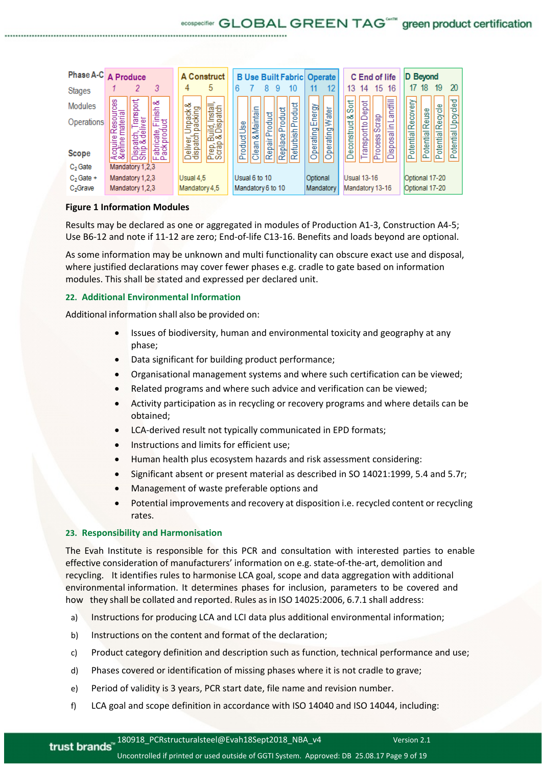| Phase A-C | A Produce | | | A Construct | | B Use Built Fabric | | | | | Operate | | C End of life | | | | D Beyond | | | |
|---|---|---|---|---|---|---|---|---|---|---|---|---|---|---|---|---|---|---|---|---|
| Stages | 1 | 2 | 3 | 4 | 5 | 6 | 7 | 8 | 9 | 10 | 11 | 12 | 13 | 14 | 15 | 16 | 17 | 18 | 19 | 20 |
| Modules / Operations | Acquire Resources & refine material | Dispatch, Transport, Ship & deliver | Fabricate, Finish & Pack product | Deliver, Unpack & dispatch packing | Prep, Build, Install, Scrap & Dispatch | Product Use | Clean & Maintain | Repair Product | Replace Product | Refurbish Product | Operating Energy | Operating Water | Deconstruct & Sort | Transport to Depot | Process Scrap | Disposal in Landfill | Potential Recovery | Potential Reuse | Potential Recycle | Potential Upcycled |
| **Scope** $C_2$ Gate | Mandatory 1,2,3 | | | | | | | | | | | | | | | | | | | |
| $C_2$ Gate + | Mandatory 1,2,3 | | | Usual 4,5 | | Usual 6 to 10 | | | | | Optional | | Usual 13-16 | | | | Optional 17-20 | | | |
| $C_2$ Grave | Mandatory 1,2,3 | | | Mandatory 4,5 | | Mandatory 6 to 10 | | | | | Mandatory | | Mandatory 13-16 | | | | Optional 17-20 | | | |

**Figure 1 Information Modules**

Results may be declared as one or aggregated in modules of Production A1-3, Construction A4-5; Use B6-12 and note if 11-12 are zero; End-of-life C13-16. Benefits and loads beyond are optional.

As some information may be unknown and multi functionality can obscure exact use and disposal, where justified declarations may cover fewer phases e.g. cradle to gate based on information modules. This shall be stated and expressed per declared unit.

## 22. Additional Environmental Information

Additional information shall also be provided on:

- Issues of biodiversity, human and environmental toxicity and geography at any phase;
- Data significant for building product performance;
- Organisational management systems and where such certification can be viewed;
- Related programs and where such advice and verification can be viewed;
- Activity participation as in recycling or recovery programs and where details can be obtained;
- LCA-derived result not typically communicated in EPD formats;
- Instructions and limits for efficient use;
- Human health plus ecosystem hazards and risk assessment considering:
- Significant absent or present material as described in SO 14021:1999, 5.4 and 5.7r;
- Management of waste preferable options and
- Potential improvements and recovery at disposition i.e. recycled content or recycling rates.

## 23. Responsibility and Harmonisation

The Evah Institute is responsible for this PCR and consultation with interested parties to enable effective consideration of manufacturers' information on e.g. state-of-the-art, demolition and recycling. It identifies rules to harmonise LCA goal, scope and data aggregation with additional environmental information. It determines phases for inclusion, parameters to be covered and how they shall be collated and reported. Rules as in ISO 14025:2006, 6.7.1 shall address:

a) Instructions for producing LCA and LCI data plus additional environmental information;

b) Instructions on the content and format of the declaration;

c) Product category definition and description such as function, technical performance and use;

d) Phases covered or identification of missing phases where it is not cradle to grave;

e) Period of validity is 3 years, PCR start date, file name and revision number.

f) LCA goal and scope definition in accordance with ISO 14040 and ISO 14044, including: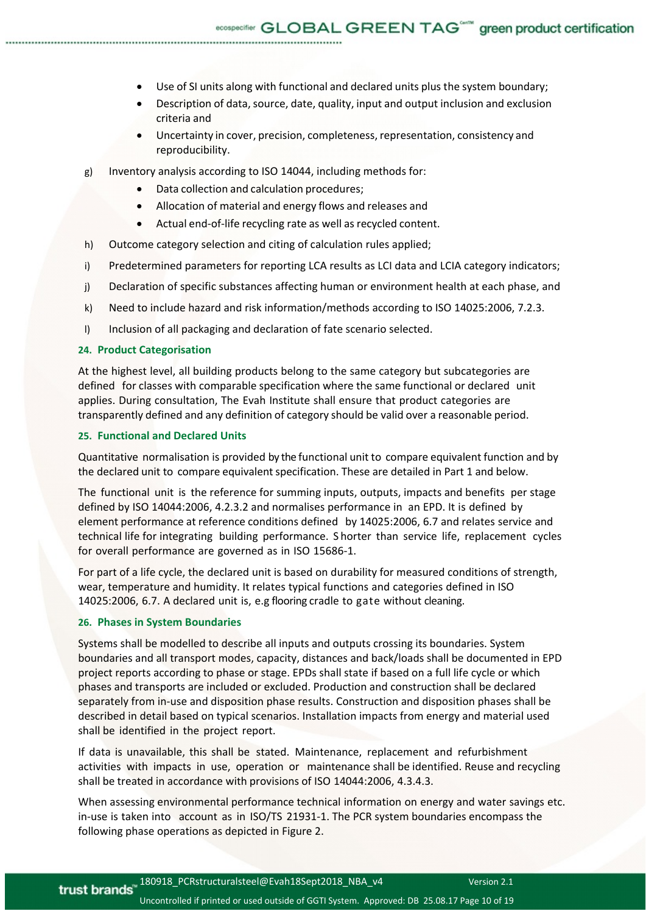- Use of SI units along with functional and declared units plus the system boundary;
- Description of data, source, date, quality, input and output inclusion and exclusion criteria and
- Uncertainty in cover, precision, completeness, representation, consistency and reproducibility.

g) Inventory analysis according to ISO 14044, including methods for:
   - Data collection and calculation procedures;
   - Allocation of material and energy flows and releases and
   - Actual end-of-life recycling rate as well as recycled content.

h) Outcome category selection and citing of calculation rules applied;

i) Predetermined parameters for reporting LCA results as LCI data and LCIA category indicators;

j) Declaration of specific substances affecting human or environment health at each phase, and

k) Need to include hazard and risk information/methods according to ISO 14025:2006, 7.2.3.

l) Inclusion of all packaging and declaration of fate scenario selected.

## 24. Product Categorisation

At the highest level, all building products belong to the same category but subcategories are defined for classes with comparable specification where the same functional or declared unit applies. During consultation, The Evah Institute shall ensure that product categories are transparently defined and any definition of category should be valid over a reasonable period.

## 25. Functional and Declared Units

Quantitative normalisation is provided by the functional unit to compare equivalent function and by the declared unit to compare equivalent specification. These are detailed in Part 1 and below.

The functional unit is the reference for summing inputs, outputs, impacts and benefits per stage defined by ISO 14044:2006, 4.2.3.2 and normalises performance in an EPD. It is defined by element performance at reference conditions defined by 14025:2006, 6.7 and relates service and technical life for integrating building performance. Shorter than service life, replacement cycles for overall performance are governed as in ISO 15686-1.

For part of a life cycle, the declared unit is based on durability for measured conditions of strength, wear, temperature and humidity. It relates typical functions and categories defined in ISO 14025:2006, 6.7. A declared unit is, e.g flooring cradle to gate without cleaning.

## 26. Phases in System Boundaries

Systems shall be modelled to describe all inputs and outputs crossing its boundaries. System boundaries and all transport modes, capacity, distances and back/loads shall be documented in EPD project reports according to phase or stage. EPDs shall state if based on a full life cycle or which phases and transports are included or excluded. Production and construction shall be declared separately from in-use and disposition phase results. Construction and disposition phases shall be described in detail based on typical scenarios. Installation impacts from energy and material used shall be identified in the project report.

If data is unavailable, this shall be stated. Maintenance, replacement and refurbishment activities with impacts in use, operation or maintenance shall be identified. Reuse and recycling shall be treated in accordance with provisions of ISO 14044:2006, 4.3.4.3.

When assessing environmental performance technical information on energy and water savings etc. in-use is taken into account as in ISO/TS 21931-1. The PCR system boundaries encompass the following phase operations as depicted in Figure 2.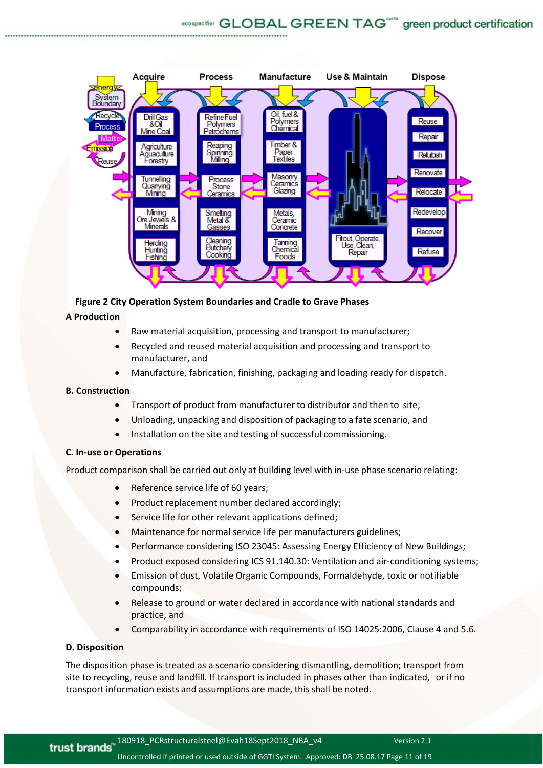**Figure 2 City Operation System Boundaries and Cradle to Grave Phases**

**A Production**

- Raw material acquisition, processing and transport to manufacturer;
- Recycled and reused material acquisition and processing and transport to manufacturer, and
- Manufacture, fabrication, finishing, packaging and loading ready for dispatch.

**B. Construction**

- Transport of product from manufacturer to distributor and then to site;
- Unloading, unpacking and disposition of packaging to a fate scenario, and
- Installation on the site and testing of successful commissioning.

**C. In-use or Operations**

Product comparison shall be carried out only at building level with in-use phase scenario relating:

- Reference service life of 60 years;
- Product replacement number declared accordingly;
- Service life for other relevant applications defined;
- Maintenance for normal service life per manufacturers guidelines;
- Performance considering ISO 23045: Assessing Energy Efficiency of New Buildings;
- Product exposed considering ICS 91.140.30: Ventilation and air-conditioning systems;
- Emission of dust, Volatile Organic Compounds, Formaldehyde, toxic or notifiable compounds;
- Release to ground or water declared in accordance with national standards and practice, and
- Comparability in accordance with requirements of ISO 14025:2006, Clause 4 and 5.6.

**D. Disposition**

The disposition phase is treated as a scenario considering dismantling, demolition; transport from site to recycling, reuse and landfill. If transport is included in phases other than indicated, or if no transport information exists and assumptions are made, this shall be noted.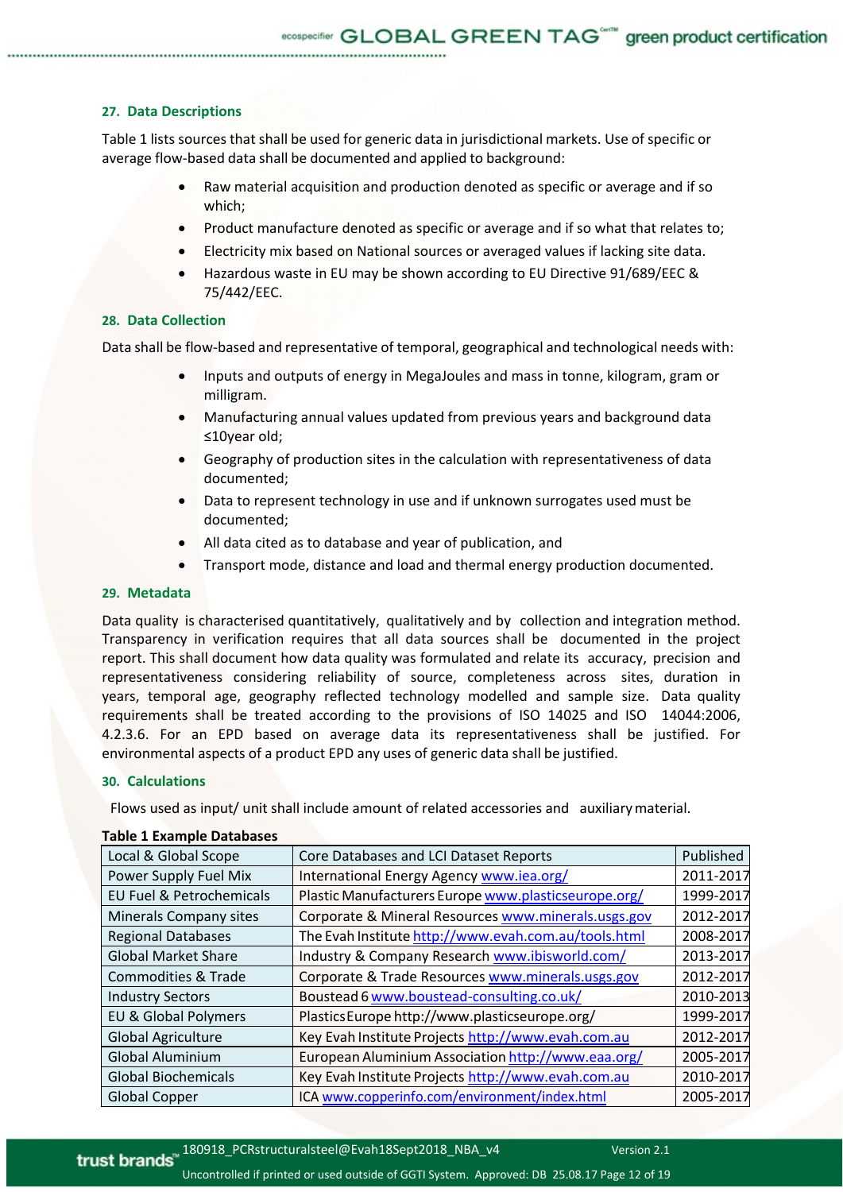## 27. Data Descriptions

Table 1 lists sources that shall be used for generic data in jurisdictional markets. Use of specific or average flow-based data shall be documented and applied to background:

- Raw material acquisition and production denoted as specific or average and if so which;
- Product manufacture denoted as specific or average and if so what that relates to;
- Electricity mix based on National sources or averaged values if lacking site data.
- Hazardous waste in EU may be shown according to EU Directive 91/689/EEC & 75/442/EEC.

## 28. Data Collection

Data shall be flow-based and representative of temporal, geographical and technological needs with:

- Inputs and outputs of energy in MegaJoules and mass in tonne, kilogram, gram or milligram.
- Manufacturing annual values updated from previous years and background data ≤10year old;
- Geography of production sites in the calculation with representativeness of data documented;
- Data to represent technology in use and if unknown surrogates used must be documented;
- All data cited as to database and year of publication, and
- Transport mode, distance and load and thermal energy production documented.

## 29. Metadata

Data quality is characterised quantitatively, qualitatively and by collection and integration method. Transparency in verification requires that all data sources shall be documented in the project report. This shall document how data quality was formulated and relate its accuracy, precision and representativeness considering reliability of source, completeness across sites, duration in years, temporal age, geography reflected technology modelled and sample size. Data quality requirements shall be treated according to the provisions of ISO 14025 and ISO 14044:2006, 4.2.3.6. For an EPD based on average data its representativeness shall be justified. For environmental aspects of a product EPD any uses of generic data shall be justified.

## 30. Calculations

Flows used as input/ unit shall include amount of related accessories and auxiliary material.

**Table 1 Example Databases**

| Local & Global Scope | Core Databases and LCI Dataset Reports | Published |
|---|---|---|
| Power Supply Fuel Mix | International Energy Agency www.iea.org/ | 2011-2017 |
| EU Fuel & Petrochemicals | Plastic Manufacturers Europe www.plasticseurope.org/ | 1999-2017 |
| Minerals Company sites | Corporate & Mineral Resources www.minerals.usgs.gov | 2012-2017 |
| Regional Databases | The Evah Institute http://www.evah.com.au/tools.html | 2008-2017 |
| Global Market Share | Industry & Company Research www.ibisworld.com/ | 2013-2017 |
| Commodities & Trade | Corporate & Trade Resources www.minerals.usgs.gov | 2012-2017 |
| Industry Sectors | Boustead 6 www.boustead-consulting.co.uk/ | 2010-2013 |
| EU & Global Polymers | PlasticsEurope http://www.plasticseurope.org/ | 1999-2017 |
| Global Agriculture | Key Evah Institute Projects http://www.evah.com.au | 2012-2017 |
| Global Aluminium | European Aluminium Association http://www.eaa.org/ | 2005-2017 |
| Global Biochemicals | Key Evah Institute Projects http://www.evah.com.au | 2010-2017 |
| Global Copper | ICA www.copperinfo.com/environment/index.html | 2005-2017 |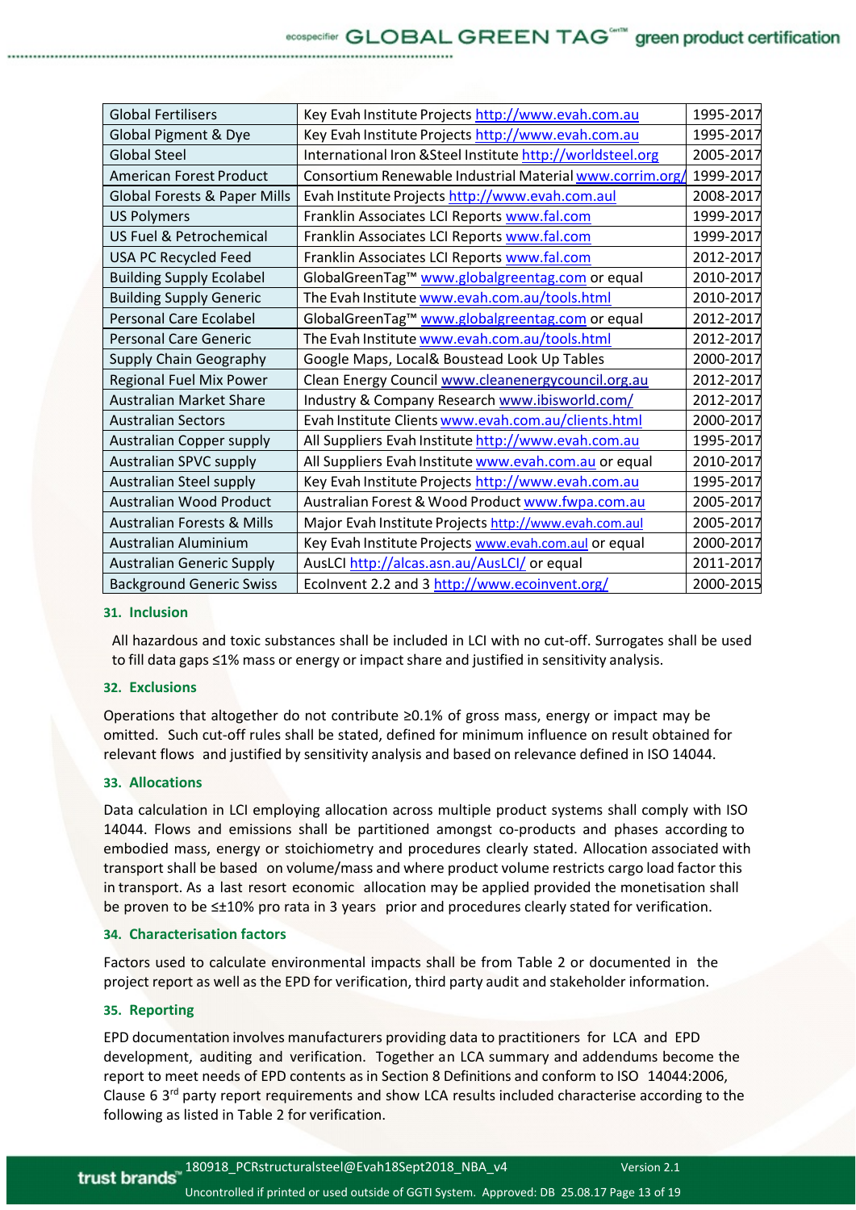| Global Fertilisers | Key Evah Institute Projects http://www.evah.com.au | 1995-2017 |
|---|---|---|
| Global Pigment & Dye | Key Evah Institute Projects http://www.evah.com.au | 1995-2017 |
| Global Steel | International Iron &Steel Institute http://worldsteel.org | 2005-2017 |
| American Forest Product | Consortium Renewable Industrial Material www.corrim.org/ | 1999-2017 |
| Global Forests & Paper Mills | Evah Institute Projects http://www.evah.com.aul | 2008-2017 |
| US Polymers | Franklin Associates LCI Reports www.fal.com | 1999-2017 |
| US Fuel & Petrochemical | Franklin Associates LCI Reports www.fal.com | 1999-2017 |
| USA PC Recycled Feed | Franklin Associates LCI Reports www.fal.com | 2012-2017 |
| Building Supply Ecolabel | GlobalGreenTag™ www.globalgreentag.com or equal | 2010-2017 |
| Building Supply Generic | The Evah Institute www.evah.com.au/tools.html | 2010-2017 |
| Personal Care Ecolabel | GlobalGreenTag™ www.globalgreentag.com or equal | 2012-2017 |
| Personal Care Generic | The Evah Institute www.evah.com.au/tools.html | 2012-2017 |
| Supply Chain Geography | Google Maps, Local& Boustead Look Up Tables | 2000-2017 |
| Regional Fuel Mix Power | Clean Energy Council www.cleanenergycouncil.org.au | 2012-2017 |
| Australian Market Share | Industry & Company Research www.ibisworld.com/ | 2012-2017 |
| Australian Sectors | Evah Institute Clients www.evah.com.au/clients.html | 2000-2017 |
| Australian Copper supply | All Suppliers Evah Institute http://www.evah.com.au | 1995-2017 |
| Australian SPVC supply | All Suppliers Evah Institute www.evah.com.au or equal | 2010-2017 |
| Australian Steel supply | Key Evah Institute Projects http://www.evah.com.au | 1995-2017 |
| Australian Wood Product | Australian Forest & Wood Product www.fwpa.com.au | 2005-2017 |
| Australian Forests & Mills | Major Evah Institute Projects http://www.evah.com.aul | 2005-2017 |
| Australian Aluminium | Key Evah Institute Projects www.evah.com.aul or equal | 2000-2017 |
| Australian Generic Supply | AusLCI http://alcas.asn.au/AusLCI/ or equal | 2011-2017 |
| Background Generic Swiss | EcoInvent 2.2 and 3 http://www.ecoinvent.org/ | 2000-2015 |

### 31. Inclusion

All hazardous and toxic substances shall be included in LCI with no cut-off. Surrogates shall be used to fill data gaps ≤1% mass or energy or impact share and justified in sensitivity analysis.

### 32. Exclusions

Operations that altogether do not contribute ≥0.1% of gross mass, energy or impact may be omitted. Such cut-off rules shall be stated, defined for minimum influence on result obtained for relevant flows and justified by sensitivity analysis and based on relevance defined in ISO 14044.

### 33. Allocations

Data calculation in LCI employing allocation across multiple product systems shall comply with ISO 14044. Flows and emissions shall be partitioned amongst co-products and phases according to embodied mass, energy or stoichiometry and procedures clearly stated. Allocation associated with transport shall be based on volume/mass and where product volume restricts cargo load factor this in transport. As a last resort economic allocation may be applied provided the monetisation shall be proven to be ≤±10% pro rata in 3 years prior and procedures clearly stated for verification.

### 34. Characterisation factors

Factors used to calculate environmental impacts shall be from Table 2 or documented in the project report as well as the EPD for verification, third party audit and stakeholder information.

### 35. Reporting

EPD documentation involves manufacturers providing data to practitioners for LCA and EPD development, auditing and verification. Together an LCA summary and addendums become the report to meet needs of EPD contents as in Section 8 Definitions and conform to ISO 14044:2006, Clause 6 3rd party report requirements and show LCA results included characterise according to the following as listed in Table 2 for verification.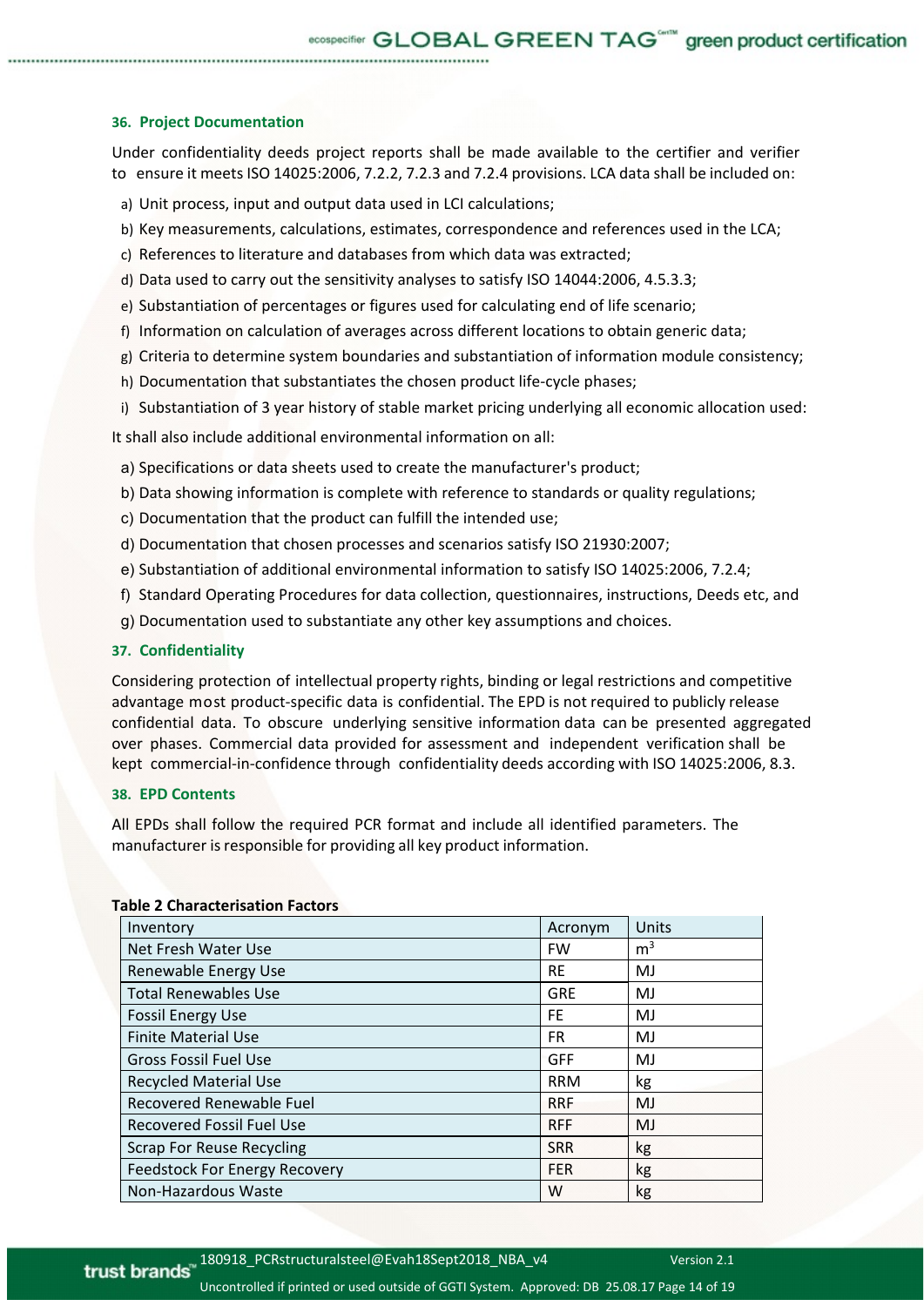### 36. Project Documentation

Under confidentiality deeds project reports shall be made available to the certifier and verifier to ensure it meets ISO 14025:2006, 7.2.2, 7.2.3 and 7.2.4 provisions. LCA data shall be included on:

a) Unit process, input and output data used in LCI calculations;
b) Key measurements, calculations, estimates, correspondence and references used in the LCA;
c) References to literature and databases from which data was extracted;
d) Data used to carry out the sensitivity analyses to satisfy ISO 14044:2006, 4.5.3.3;
e) Substantiation of percentages or figures used for calculating end of life scenario;
f) Information on calculation of averages across different locations to obtain generic data;
g) Criteria to determine system boundaries and substantiation of information module consistency;
h) Documentation that substantiates the chosen product life-cycle phases;
i) Substantiation of 3 year history of stable market pricing underlying all economic allocation used:

It shall also include additional environmental information on all:

a) Specifications or data sheets used to create the manufacturer's product;
b) Data showing information is complete with reference to standards or quality regulations;
c) Documentation that the product can fulfill the intended use;
d) Documentation that chosen processes and scenarios satisfy ISO 21930:2007;
e) Substantiation of additional environmental information to satisfy ISO 14025:2006, 7.2.4;
f) Standard Operating Procedures for data collection, questionnaires, instructions, Deeds etc, and
g) Documentation used to substantiate any other key assumptions and choices.

### 37. Confidentiality

Considering protection of intellectual property rights, binding or legal restrictions and competitive advantage most product-specific data is confidential. The EPD is not required to publicly release confidential data. To obscure underlying sensitive information data can be presented aggregated over phases. Commercial data provided for assessment and independent verification shall be kept commercial-in-confidence through confidentiality deeds according with ISO 14025:2006, 8.3.

### 38. EPD Contents

All EPDs shall follow the required PCR format and include all identified parameters. The manufacturer is responsible for providing all key product information.

**Table 2 Characterisation Factors**

| Inventory | Acronym | Units |
|---|---|---|
| Net Fresh Water Use | FW | $m^3$ |
| Renewable Energy Use | RE | MJ |
| Total Renewables Use | GRE | MJ |
| Fossil Energy Use | FE | MJ |
| Finite Material Use | FR | MJ |
| Gross Fossil Fuel Use | GFF | MJ |
| Recycled Material Use | RRM | kg |
| Recovered Renewable Fuel | RRF | MJ |
| Recovered Fossil Fuel Use | RFF | MJ |
| Scrap For Reuse Recycling | SRR | kg |
| Feedstock For Energy Recovery | FER | kg |
| Non-Hazardous Waste | W | kg |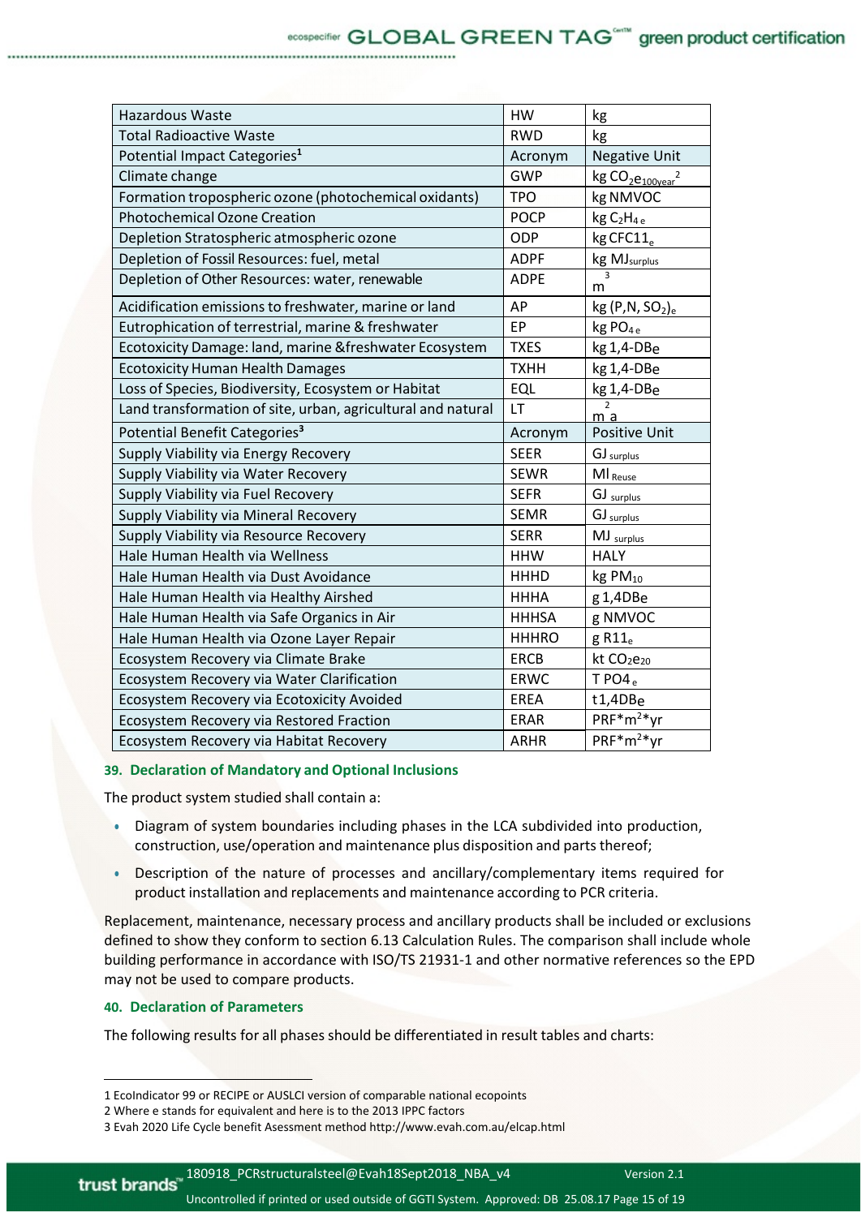| | | |
|---|---|---|
| Hazardous Waste | HW | kg |
| Total Radioactive Waste | RWD | kg |
| Potential Impact Categories[1] | Acronym | Negative Unit |
| Climate change | GWP | kg $CO_2e_{100year}$[2] |
| Formation tropospheric ozone (photochemical oxidants) | TPO | kg NMVOC |
| Photochemical Ozone Creation | POCP | kg $C_2H_{4\,e}$ |
| Depletion Stratospheric atmospheric ozone | ODP | kg $CFC11_e$ |
| Depletion of Fossil Resources: fuel, metal | ADPF | kg $MJ_{surplus}$ |
| Depletion of Other Resources: water, renewable | ADPE | $m^3$ |
| Acidification emissions to freshwater, marine or land | AP | kg $(P,N,SO_2)_e$ |
| Eutrophication of terrestrial, marine & freshwater | EP | kg $PO_{4\,e}$ |
| Ecotoxicity Damage: land, marine &freshwater Ecosystem | TXES | kg 1,4-DBe |
| Ecotoxicity Human Health Damages | TXHH | kg 1,4-DBe |
| Loss of Species, Biodiversity, Ecosystem or Habitat | EQL | kg 1,4-DBe |
| Land transformation of site, urban, agricultural and natural | LT | $m^2a$ |
| Potential Benefit Categories[3] | Acronym | Positive Unit |
| Supply Viability via Energy Recovery | SEER | $GJ_{surplus}$ |
| Supply Viability via Water Recovery | SEWR | $Ml_{Reuse}$ |
| Supply Viability via Fuel Recovery | SEFR | $GJ_{surplus}$ |
| Supply Viability via Mineral Recovery | SEMR | $GJ_{surplus}$ |
| Supply Viability via Resource Recovery | SERR | $MJ_{surplus}$ |
| Hale Human Health via Wellness | HHW | HALY |
| Hale Human Health via Dust Avoidance | HHHD | kg $PM_{10}$ |
| Hale Human Health via Healthy Airshed | HHHA | g 1,4DBe |
| Hale Human Health via Safe Organics in Air | HHHSA | g NMVOC |
| Hale Human Health via Ozone Layer Repair | HHHRO | g $R11_e$ |
| Ecosystem Recovery via Climate Brake | ERCB | kt $CO_2e_{20}$ |
| Ecosystem Recovery via Water Clarification | ERWC | T $PO4_e$ |
| Ecosystem Recovery via Ecotoxicity Avoided | EREA | t1,4DBe |
| Ecosystem Recovery via Restored Fraction | ERAR | PRF*$m^2$*yr |
| Ecosystem Recovery via Habitat Recovery | ARHR | PRF*$m^2$*yr |

### 39. Declaration of Mandatory and Optional Inclusions

The product system studied shall contain a:

- Diagram of system boundaries including phases in the LCA subdivided into production, construction, use/operation and maintenance plus disposition and parts thereof;
- Description of the nature of processes and ancillary/complementary items required for product installation and replacements and maintenance according to PCR criteria.

Replacement, maintenance, necessary process and ancillary products shall be included or exclusions defined to show they conform to section 6.13 Calculation Rules. The comparison shall include whole building performance in accordance with ISO/TS 21931-1 and other normative references so the EPD may not be used to compare products.

### 40. Declaration of Parameters

The following results for all phases should be differentiated in result tables and charts:

---

1 EcoIndicator 99 or RECIPE or AUSLCI version of comparable national ecopoints

2 Where e stands for equivalent and here is to the 2013 IPPC factors

3 Evah 2020 Life Cycle benefit Asessment method http://www.evah.com.au/elcap.html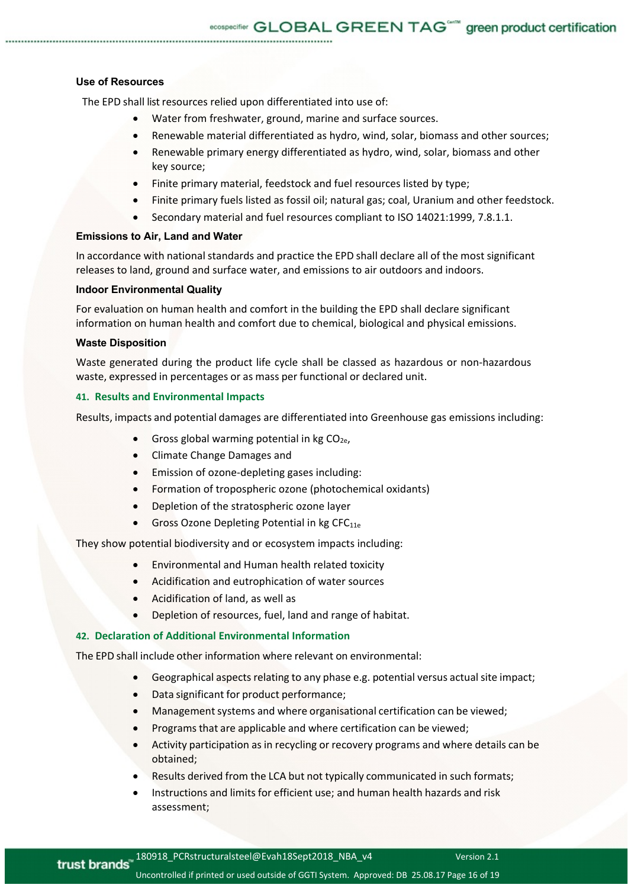**Use of Resources**

The EPD shall list resources relied upon differentiated into use of:

- Water from freshwater, ground, marine and surface sources.
- Renewable material differentiated as hydro, wind, solar, biomass and other sources;
- Renewable primary energy differentiated as hydro, wind, solar, biomass and other key source;
- Finite primary material, feedstock and fuel resources listed by type;
- Finite primary fuels listed as fossil oil; natural gas; coal, Uranium and other feedstock.
- Secondary material and fuel resources compliant to ISO 14021:1999, 7.8.1.1.

**Emissions to Air, Land and Water**

In accordance with national standards and practice the EPD shall declare all of the most significant releases to land, ground and surface water, and emissions to air outdoors and indoors.

**Indoor Environmental Quality**

For evaluation on human health and comfort in the building the EPD shall declare significant information on human health and comfort due to chemical, biological and physical emissions.

**Waste Disposition**

Waste generated during the product life cycle shall be classed as hazardous or non-hazardous waste, expressed in percentages or as mass per functional or declared unit.

## 41. Results and Environmental Impacts

Results, impacts and potential damages are differentiated into Greenhouse gas emissions including:

- Gross global warming potential in kg $CO_{2e}$,
- Climate Change Damages and
- Emission of ozone-depleting gases including:
- Formation of tropospheric ozone (photochemical oxidants)
- Depletion of the stratospheric ozone layer
- Gross Ozone Depleting Potential in kg $CFC_{11e}$

They show potential biodiversity and or ecosystem impacts including:

- Environmental and Human health related toxicity
- Acidification and eutrophication of water sources
- Acidification of land, as well as
- Depletion of resources, fuel, land and range of habitat.

## 42. Declaration of Additional Environmental Information

The EPD shall include other information where relevant on environmental:

- Geographical aspects relating to any phase e.g. potential versus actual site impact;
- Data significant for product performance;
- Management systems and where organisational certification can be viewed;
- Programs that are applicable and where certification can be viewed;
- Activity participation as in recycling or recovery programs and where details can be obtained;
- Results derived from the LCA but not typically communicated in such formats;
- Instructions and limits for efficient use; and human health hazards and risk assessment;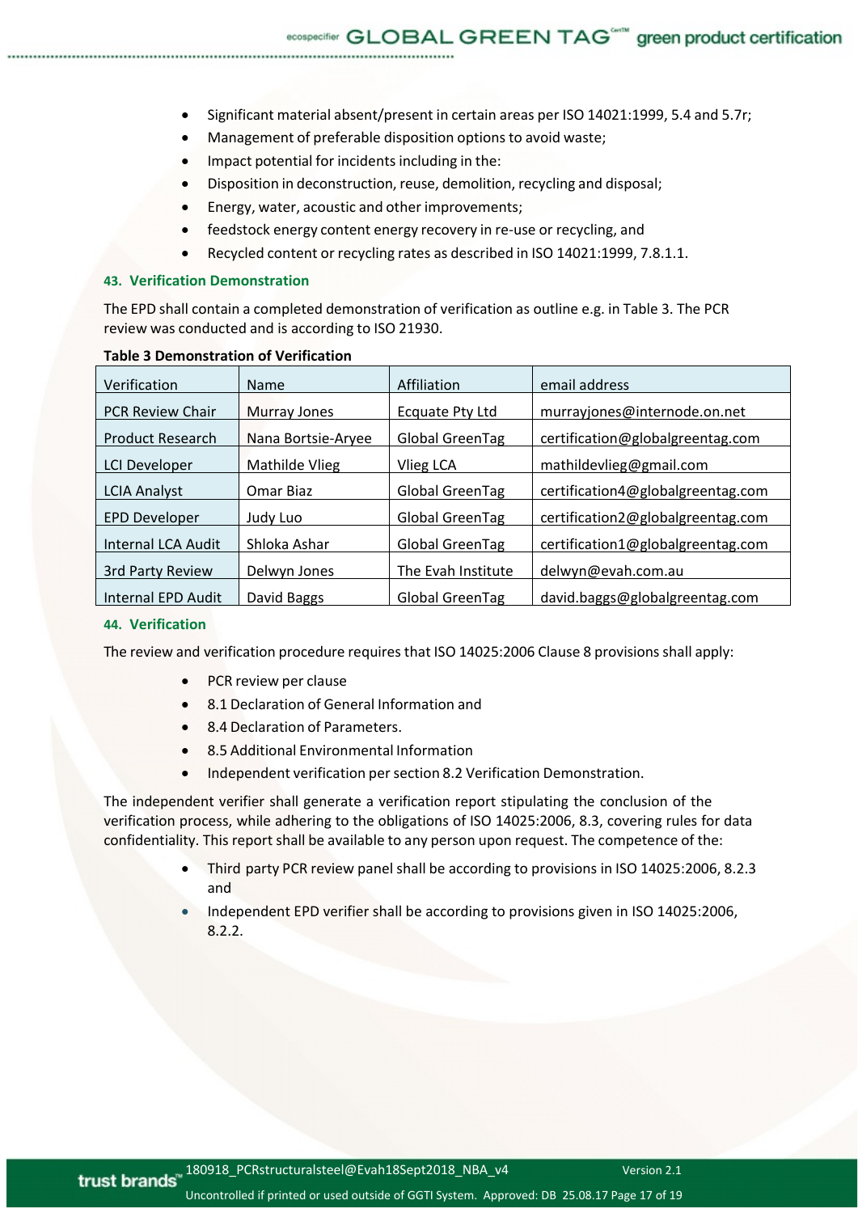- Significant material absent/present in certain areas per ISO 14021:1999, 5.4 and 5.7r;
- Management of preferable disposition options to avoid waste;
- Impact potential for incidents including in the:
- Disposition in deconstruction, reuse, demolition, recycling and disposal;
- Energy, water, acoustic and other improvements;
- feedstock energy content energy recovery in re-use or recycling, and
- Recycled content or recycling rates as described in ISO 14021:1999, 7.8.1.1.

### 43. Verification Demonstration

The EPD shall contain a completed demonstration of verification as outline e.g. in Table 3. The PCR review was conducted and is according to ISO 21930.

**Table 3 Demonstration of Verification**

| Verification | Name | Affiliation | email address |
|---|---|---|---|
| PCR Review Chair | Murray Jones | Ecquate Pty Ltd | murrayjones@internode.on.net |
| Product Research | Nana Bortsie-Aryee | Global GreenTag | certification@globalgreentag.com |
| LCI Developer | Mathilde Vlieg | Vlieg LCA | mathildevlieg@gmail.com |
| LCIA Analyst | Omar Biaz | Global GreenTag | certification4@globalgreentag.com |
| EPD Developer | Judy Luo | Global GreenTag | certification2@globalgreentag.com |
| Internal LCA Audit | Shloka Ashar | Global GreenTag | certification1@globalgreentag.com |
| 3rd Party Review | Delwyn Jones | The Evah Institute | delwyn@evah.com.au |
| Internal EPD Audit | David Baggs | Global GreenTag | david.baggs@globalgreentag.com |

### 44. Verification

The review and verification procedure requires that ISO 14025:2006 Clause 8 provisions shall apply:

- PCR review per clause
- 8.1 Declaration of General Information and
- 8.4 Declaration of Parameters.
- 8.5 Additional Environmental Information
- Independent verification per section 8.2 Verification Demonstration.

The independent verifier shall generate a verification report stipulating the conclusion of the verification process, while adhering to the obligations of ISO 14025:2006, 8.3, covering rules for data confidentiality. This report shall be available to any person upon request. The competence of the:

- Third party PCR review panel shall be according to provisions in ISO 14025:2006, 8.2.3 and
- Independent EPD verifier shall be according to provisions given in ISO 14025:2006, 8.2.2.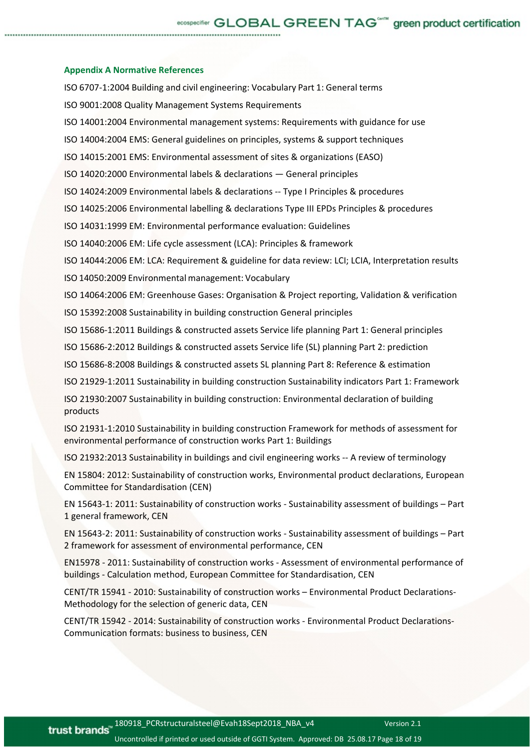### Appendix A Normative References

ISO 6707-1:2004 Building and civil engineering: Vocabulary Part 1: General terms

ISO 9001:2008 Quality Management Systems Requirements

ISO 14001:2004 Environmental management systems: Requirements with guidance for use

ISO 14004:2004 EMS: General guidelines on principles, systems & support techniques

ISO 14015:2001 EMS: Environmental assessment of sites & organizations (EASO)

ISO 14020:2000 Environmental labels & declarations — General principles

ISO 14024:2009 Environmental labels & declarations -- Type I Principles & procedures

ISO 14025:2006 Environmental labelling & declarations Type III EPDs Principles & procedures

ISO 14031:1999 EM: Environmental performance evaluation: Guidelines

ISO 14040:2006 EM: Life cycle assessment (LCA): Principles & framework

ISO 14044:2006 EM: LCA: Requirement & guideline for data review: LCI; LCIA, Interpretation results

ISO 14050:2009 Environmental management: Vocabulary

ISO 14064:2006 EM: Greenhouse Gases: Organisation & Project reporting, Validation & verification

ISO 15392:2008 Sustainability in building construction General principles

ISO 15686-1:2011 Buildings & constructed assets Service life planning Part 1: General principles

ISO 15686-2:2012 Buildings & constructed assets Service life (SL) planning Part 2: prediction

ISO 15686-8:2008 Buildings & constructed assets SL planning Part 8: Reference & estimation

ISO 21929-1:2011 Sustainability in building construction Sustainability indicators Part 1: Framework

ISO 21930:2007 Sustainability in building construction: Environmental declaration of building products

ISO 21931-1:2010 Sustainability in building construction Framework for methods of assessment for environmental performance of construction works Part 1: Buildings

ISO 21932:2013 Sustainability in buildings and civil engineering works -- A review of terminology

EN 15804: 2012: Sustainability of construction works, Environmental product declarations, European Committee for Standardisation (CEN)

EN 15643-1: 2011: Sustainability of construction works - Sustainability assessment of buildings – Part 1 general framework, CEN

EN 15643-2: 2011: Sustainability of construction works - Sustainability assessment of buildings – Part 2 framework for assessment of environmental performance, CEN

EN15978 - 2011: Sustainability of construction works - Assessment of environmental performance of buildings - Calculation method, European Committee for Standardisation, CEN

CENT/TR 15941 - 2010: Sustainability of construction works – Environmental Product Declarations-Methodology for the selection of generic data, CEN

CENT/TR 15942 - 2014: Sustainability of construction works - Environmental Product Declarations-Communication formats: business to business, CEN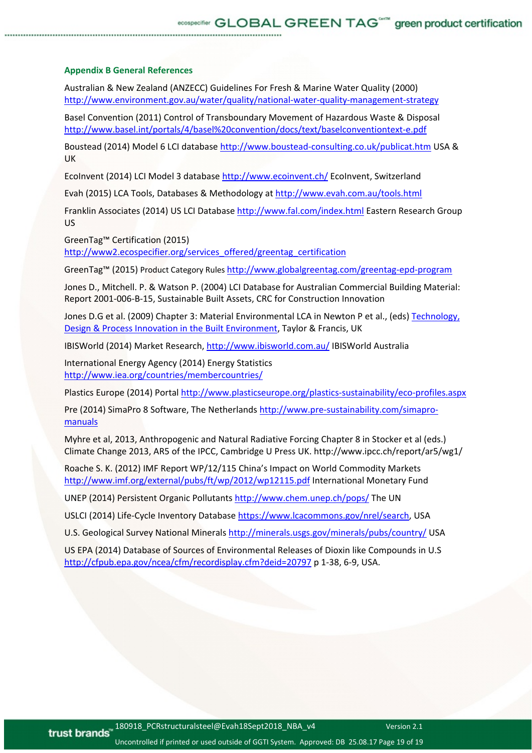### Appendix B General References

Australian & New Zealand (ANZECC) Guidelines For Fresh & Marine Water Quality (2000) http://www.environment.gov.au/water/quality/national-water-quality-management-strategy

Basel Convention (2011) Control of Transboundary Movement of Hazardous Waste & Disposal http://www.basel.int/portals/4/basel%20convention/docs/text/baselconventiontext-e.pdf

Boustead (2014) Model 6 LCI database http://www.boustead-consulting.co.uk/publicat.htm USA & UK

EcoInvent (2014) LCI Model 3 database http://www.ecoinvent.ch/ EcoInvent, Switzerland

Evah (2015) LCA Tools, Databases & Methodology at http://www.evah.com.au/tools.html

Franklin Associates (2014) US LCI Database http://www.fal.com/index.html Eastern Research Group US

GreenTag™ Certification (2015) http://www2.ecospecifier.org/services_offered/greentag_certification

GreenTag™ (2015) Product Category Rules http://www.globalgreentag.com/greentag-epd-program

Jones D., Mitchell. P. & Watson P. (2004) LCI Database for Australian Commercial Building Material: Report 2001-006-B-15, Sustainable Built Assets, CRC for Construction Innovation

Jones D.G et al. (2009) Chapter 3: Material Environmental LCA in Newton P et al., (eds) Technology, Design & Process Innovation in the Built Environment, Taylor & Francis, UK

IBISWorld (2014) Market Research, http://www.ibisworld.com.au/ IBISWorld Australia

International Energy Agency (2014) Energy Statistics http://www.iea.org/countries/membercountries/

Plastics Europe (2014) Portal http://www.plasticseurope.org/plastics-sustainability/eco-profiles.aspx

Pre (2014) SimaPro 8 Software, The Netherlands http://www.pre-sustainability.com/simapro-manuals

Myhre et al, 2013, Anthropogenic and Natural Radiative Forcing Chapter 8 in Stocker et al (eds.) Climate Change 2013, AR5 of the IPCC, Cambridge U Press UK. http://www.ipcc.ch/report/ar5/wg1/

Roache S. K. (2012) IMF Report WP/12/115 China's Impact on World Commodity Markets http://www.imf.org/external/pubs/ft/wp/2012/wp12115.pdf International Monetary Fund

UNEP (2014) Persistent Organic Pollutants http://www.chem.unep.ch/pops/ The UN

USLCI (2014) Life-Cycle Inventory Database https://www.lcacommons.gov/nrel/search, USA

U.S. Geological Survey National Minerals http://minerals.usgs.gov/minerals/pubs/country/ USA

US EPA (2014) Database of Sources of Environmental Releases of Dioxin like Compounds in U.S http://cfpub.epa.gov/ncea/cfm/recordisplay.cfm?deid=20797 p 1-38, 6-9, USA.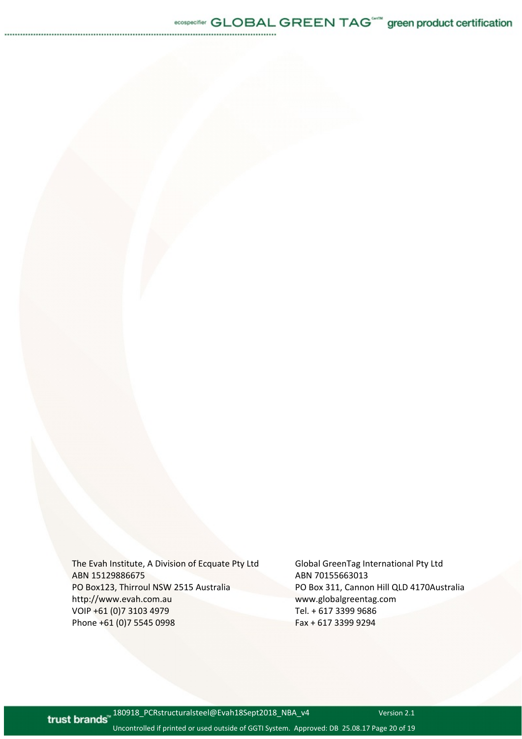The Evah Institute, A Division of Ecquate Pty Ltd
ABN 15129886675
PO Box123, Thirroul NSW 2515 Australia
http://www.evah.com.au
VOIP +61 (0)7 3103 4979
Phone +61 (0)7 5545 0998

Global GreenTag International Pty Ltd
ABN 70155663013
PO Box 311, Cannon Hill QLD 4170Australia
www.globalgreentag.com
Tel. + 617 3399 9686
Fax + 617 3399 9294